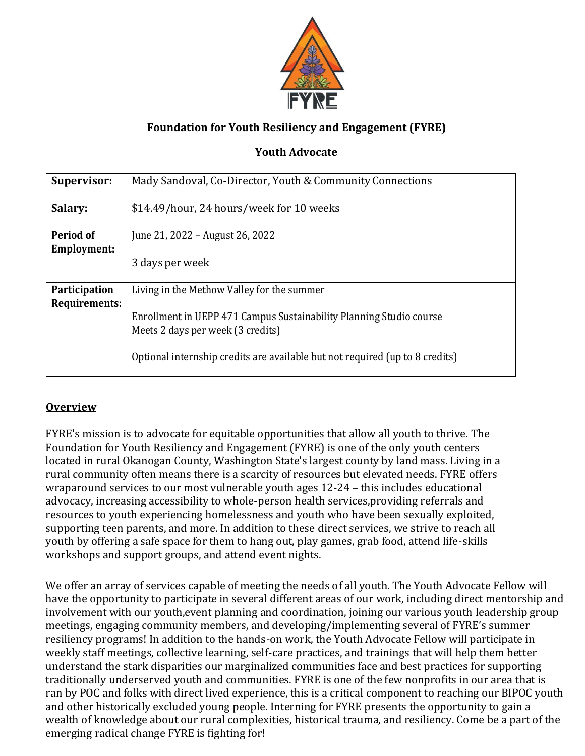**Foundation for Youth Resiliency and Engagement (FYRE)**

**Youth Advocate**

| | |
|---|---|
| **Supervisor:** | Mady Sandoval, Co-Director, Youth & Community Connections |
| **Salary:** | $14.49/hour, 24 hours/week for 10 weeks |
| **Period of Employment:** | June 21, 2022 – August 26, 2022<br><br>3 days per week |
| **Participation Requirements:** | Living in the Methow Valley for the summer<br><br>Enrollment in UEPP 471 Campus Sustainability Planning Studio course<br>Meets 2 days per week (3 credits)<br><br>Optional internship credits are available but not required (up to 8 credits) |

## Overview

FYRE's mission is to advocate for equitable opportunities that allow all youth to thrive. The Foundation for Youth Resiliency and Engagement (FYRE) is one of the only youth centers located in rural Okanogan County, Washington State's largest county by land mass. Living in a rural community often means there is a scarcity of resources but elevated needs. FYRE offers wraparound services to our most vulnerable youth ages 12-24 – this includes educational advocacy, increasing accessibility to whole-person health services,providing referrals and resources to youth experiencing homelessness and youth who have been sexually exploited, supporting teen parents, and more. In addition to these direct services, we strive to reach all youth by offering a safe space for them to hang out, play games, grab food, attend life-skills workshops and support groups, and attend event nights.

We offer an array of services capable of meeting the needs of all youth. The Youth Advocate Fellow will have the opportunity to participate in several different areas of our work, including direct mentorship and involvement with our youth,event planning and coordination, joining our various youth leadership group meetings, engaging community members, and developing/implementing several of FYRE's summer resiliency programs! In addition to the hands-on work, the Youth Advocate Fellow will participate in weekly staff meetings, collective learning, self-care practices, and trainings that will help them better understand the stark disparities our marginalized communities face and best practices for supporting traditionally underserved youth and communities. FYRE is one of the few nonprofits in our area that is ran by POC and folks with direct lived experience, this is a critical component to reaching our BIPOC youth and other historically excluded young people. Interning for FYRE presents the opportunity to gain a wealth of knowledge about our rural complexities, historical trauma, and resiliency. Come be a part of the emerging radical change FYRE is fighting for!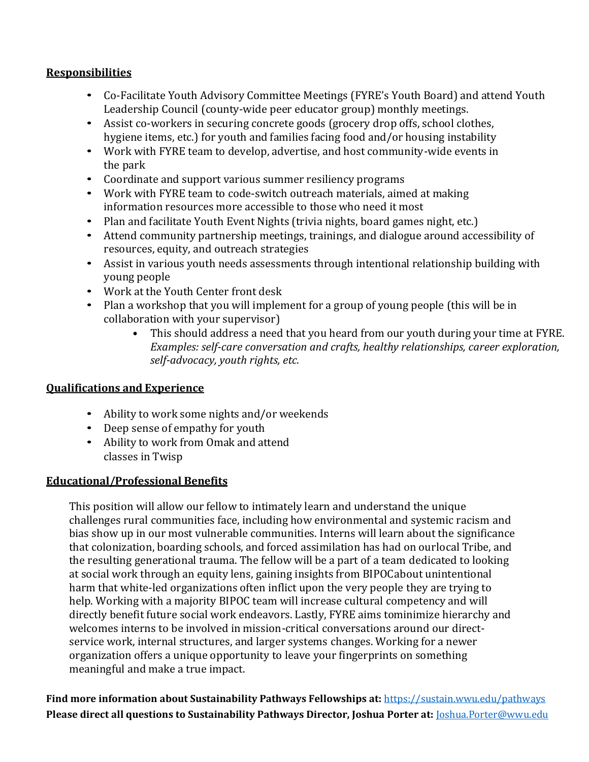**Responsibilities**

- Co-Facilitate Youth Advisory Committee Meetings (FYRE's Youth Board) and attend Youth Leadership Council (county-wide peer educator group) monthly meetings.
- Assist co-workers in securing concrete goods (grocery drop offs, school clothes, hygiene items, etc.) for youth and families facing food and/or housing instability
- Work with FYRE team to develop, advertise, and host community-wide events in the park
- Coordinate and support various summer resiliency programs
- Work with FYRE team to code-switch outreach materials, aimed at making information resources more accessible to those who need it most
- Plan and facilitate Youth Event Nights (trivia nights, board games night, etc.)
- Attend community partnership meetings, trainings, and dialogue around accessibility of resources, equity, and outreach strategies
- Assist in various youth needs assessments through intentional relationship building with young people
- Work at the Youth Center front desk
- Plan a workshop that you will implement for a group of young people (this will be in collaboration with your supervisor)
    - This should address a need that you heard from our youth during your time at FYRE. *Examples: self-care conversation and crafts, healthy relationships, career exploration, self-advocacy, youth rights, etc.*

**Qualifications and Experience**

- Ability to work some nights and/or weekends
- Deep sense of empathy for youth
- Ability to work from Omak and attend classes in Twisp

**Educational/Professional Benefits**

This position will allow our fellow to intimately learn and understand the unique challenges rural communities face, including how environmental and systemic racism and bias show up in our most vulnerable communities. Interns will learn about the significance that colonization, boarding schools, and forced assimilation has had on ourlocal Tribe, and the resulting generational trauma. The fellow will be a part of a team dedicated to looking at social work through an equity lens, gaining insights from BIPOCabout unintentional harm that white-led organizations often inflict upon the very people they are trying to help. Working with a majority BIPOC team will increase cultural competency and will directly benefit future social work endeavors. Lastly, FYRE aims tominimize hierarchy and welcomes interns to be involved in mission-critical conversations around our direct-service work, internal structures, and larger systems changes. Working for a newer organization offers a unique opportunity to leave your fingerprints on something meaningful and make a true impact.

**Find more information about Sustainability Pathways Fellowships at:** https://sustain.wwu.edu/pathways
**Please direct all questions to Sustainability Pathways Director, Joshua Porter at:** Joshua.Porter@wwu.edu